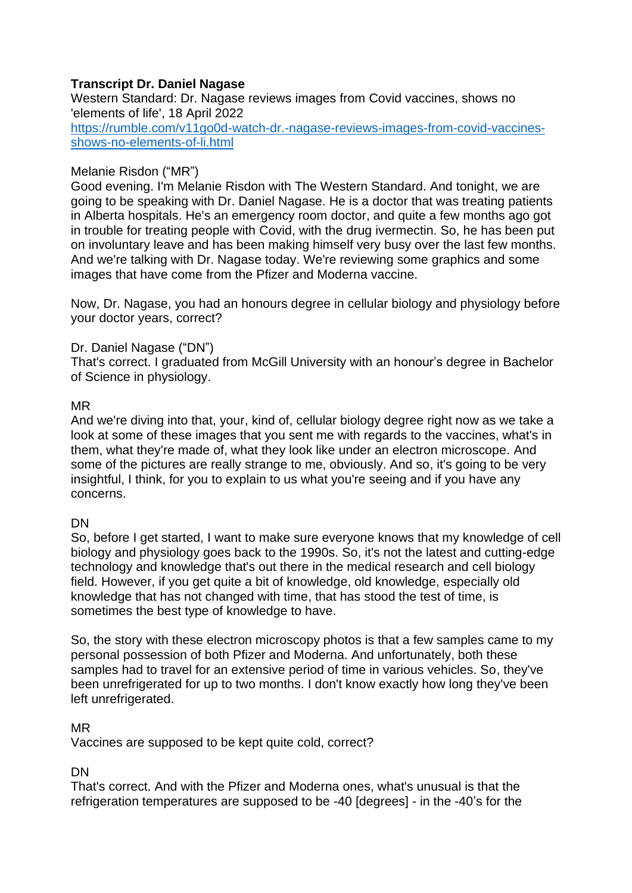**Transcript Dr. Daniel Nagase**

Western Standard: Dr. Nagase reviews images from Covid vaccines, shows no 'elements of life', 18 April 2022
[https://rumble.com/v11go0d-watch-dr.-nagase-reviews-images-from-covid-vaccines-shows-no-elements-of-li.html](https://rumble.com/v11go0d-watch-dr.-nagase-reviews-images-from-covid-vaccines-shows-no-elements-of-li.html)

Melanie Risdon ("MR")
Good evening. I'm Melanie Risdon with The Western Standard. And tonight, we are going to be speaking with Dr. Daniel Nagase. He is a doctor that was treating patients in Alberta hospitals. He's an emergency room doctor, and quite a few months ago got in trouble for treating people with Covid, with the drug ivermectin. So, he has been put on involuntary leave and has been making himself very busy over the last few months. And we're talking with Dr. Nagase today. We're reviewing some graphics and some images that have come from the Pfizer and Moderna vaccine.

Now, Dr. Nagase, you had an honours degree in cellular biology and physiology before your doctor years, correct?

Dr. Daniel Nagase ("DN")
That's correct. I graduated from McGill University with an honour's degree in Bachelor of Science in physiology.

MR
And we're diving into that, your, kind of, cellular biology degree right now as we take a look at some of these images that you sent me with regards to the vaccines, what's in them, what they're made of, what they look like under an electron microscope. And some of the pictures are really strange to me, obviously. And so, it's going to be very insightful, I think, for you to explain to us what you're seeing and if you have any concerns.

DN
So, before I get started, I want to make sure everyone knows that my knowledge of cell biology and physiology goes back to the 1990s. So, it's not the latest and cutting-edge technology and knowledge that's out there in the medical research and cell biology field. However, if you get quite a bit of knowledge, old knowledge, especially old knowledge that has not changed with time, that has stood the test of time, is sometimes the best type of knowledge to have.

So, the story with these electron microscopy photos is that a few samples came to my personal possession of both Pfizer and Moderna. And unfortunately, both these samples had to travel for an extensive period of time in various vehicles. So, they've been unrefrigerated for up to two months. I don't know exactly how long they've been left unrefrigerated.

MR
Vaccines are supposed to be kept quite cold, correct?

DN
That's correct. And with the Pfizer and Moderna ones, what's unusual is that the refrigeration temperatures are supposed to be -40 [degrees] - in the -40's for the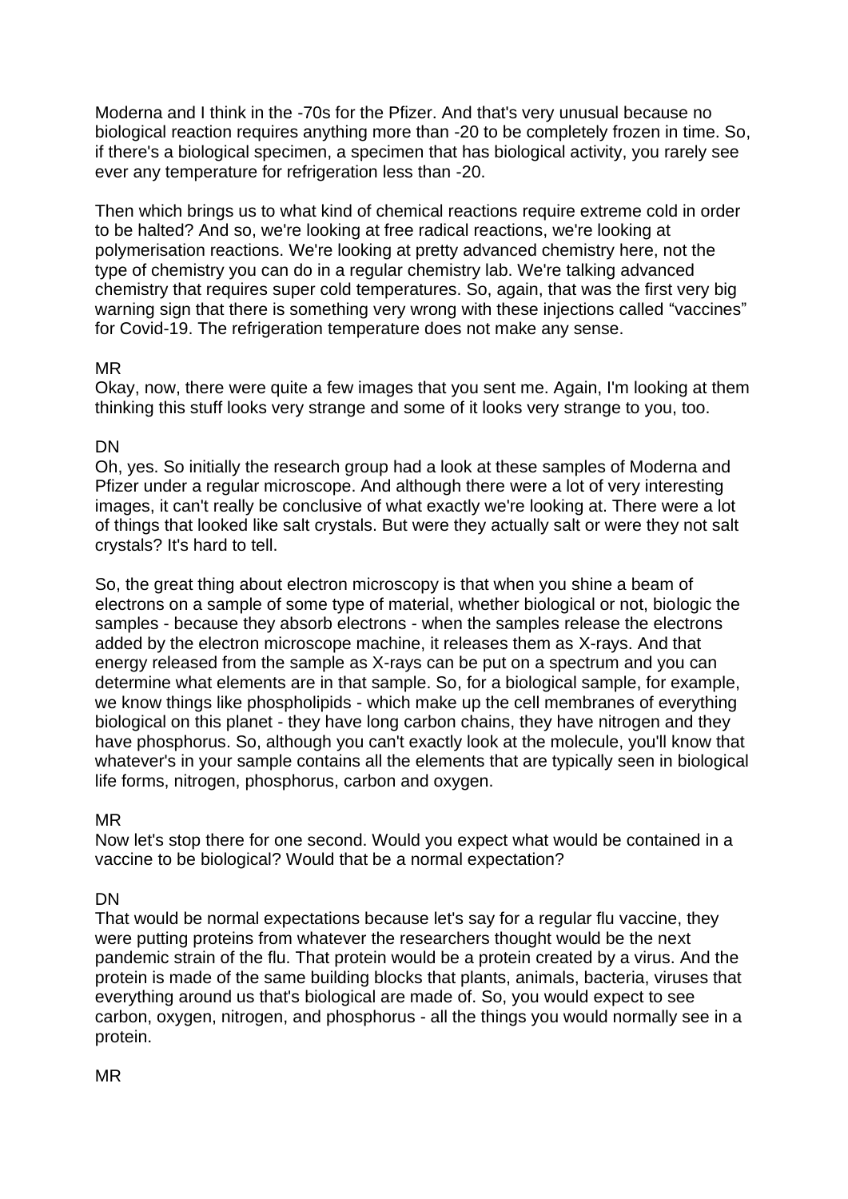Moderna and I think in the -70s for the Pfizer. And that's very unusual because no biological reaction requires anything more than -20 to be completely frozen in time. So, if there's a biological specimen, a specimen that has biological activity, you rarely see ever any temperature for refrigeration less than -20.

Then which brings us to what kind of chemical reactions require extreme cold in order to be halted? And so, we're looking at free radical reactions, we're looking at polymerisation reactions. We're looking at pretty advanced chemistry here, not the type of chemistry you can do in a regular chemistry lab. We're talking advanced chemistry that requires super cold temperatures. So, again, that was the first very big warning sign that there is something very wrong with these injections called "vaccines" for Covid-19. The refrigeration temperature does not make any sense.

MR
Okay, now, there were quite a few images that you sent me. Again, I'm looking at them thinking this stuff looks very strange and some of it looks very strange to you, too.

DN
Oh, yes. So initially the research group had a look at these samples of Moderna and Pfizer under a regular microscope. And although there were a lot of very interesting images, it can't really be conclusive of what exactly we're looking at. There were a lot of things that looked like salt crystals. But were they actually salt or were they not salt crystals? It's hard to tell.

So, the great thing about electron microscopy is that when you shine a beam of electrons on a sample of some type of material, whether biological or not, biologic the samples - because they absorb electrons - when the samples release the electrons added by the electron microscope machine, it releases them as X-rays. And that energy released from the sample as X-rays can be put on a spectrum and you can determine what elements are in that sample. So, for a biological sample, for example, we know things like phospholipids - which make up the cell membranes of everything biological on this planet - they have long carbon chains, they have nitrogen and they have phosphorus. So, although you can't exactly look at the molecule, you'll know that whatever's in your sample contains all the elements that are typically seen in biological life forms, nitrogen, phosphorus, carbon and oxygen.

MR
Now let's stop there for one second. Would you expect what would be contained in a vaccine to be biological? Would that be a normal expectation?

DN
That would be normal expectations because let's say for a regular flu vaccine, they were putting proteins from whatever the researchers thought would be the next pandemic strain of the flu. That protein would be a protein created by a virus. And the protein is made of the same building blocks that plants, animals, bacteria, viruses that everything around us that's biological are made of. So, you would expect to see carbon, oxygen, nitrogen, and phosphorus - all the things you would normally see in a protein.

MR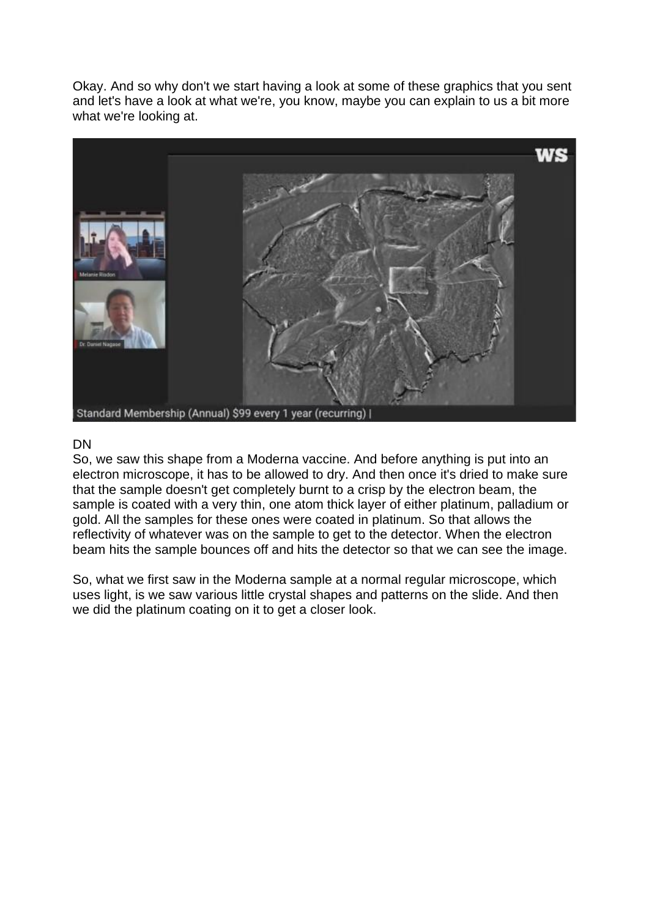Okay. And so why don't we start having a look at some of these graphics that you sent and let's have a look at what we're, you know, maybe you can explain to us a bit more what we're looking at.

DN
So, we saw this shape from a Moderna vaccine. And before anything is put into an electron microscope, it has to be allowed to dry. And then once it's dried to make sure that the sample doesn't get completely burnt to a crisp by the electron beam, the sample is coated with a very thin, one atom thick layer of either platinum, palladium or gold. All the samples for these ones were coated in platinum. So that allows the reflectivity of whatever was on the sample to get to the detector. When the electron beam hits the sample bounces off and hits the detector so that we can see the image.

So, what we first saw in the Moderna sample at a normal regular microscope, which uses light, is we saw various little crystal shapes and patterns on the slide. And then we did the platinum coating on it to get a closer look.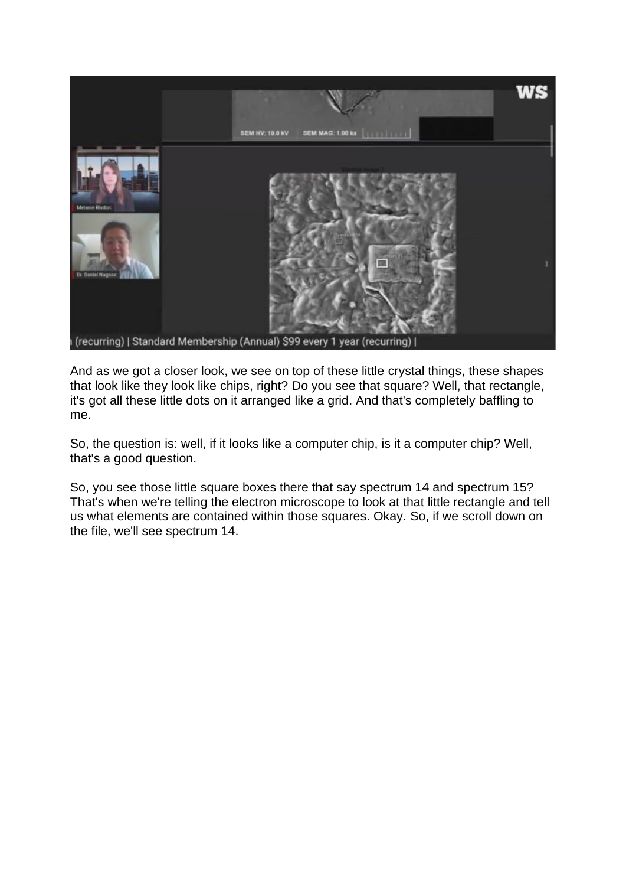And as we got a closer look, we see on top of these little crystal things, these shapes that look like they look like chips, right? Do you see that square? Well, that rectangle, it's got all these little dots on it arranged like a grid. And that's completely baffling to me.

So, the question is: well, if it looks like a computer chip, is it a computer chip? Well, that's a good question.

So, you see those little square boxes there that say spectrum 14 and spectrum 15? That's when we're telling the electron microscope to look at that little rectangle and tell us what elements are contained within those squares. Okay. So, if we scroll down on the file, we'll see spectrum 14.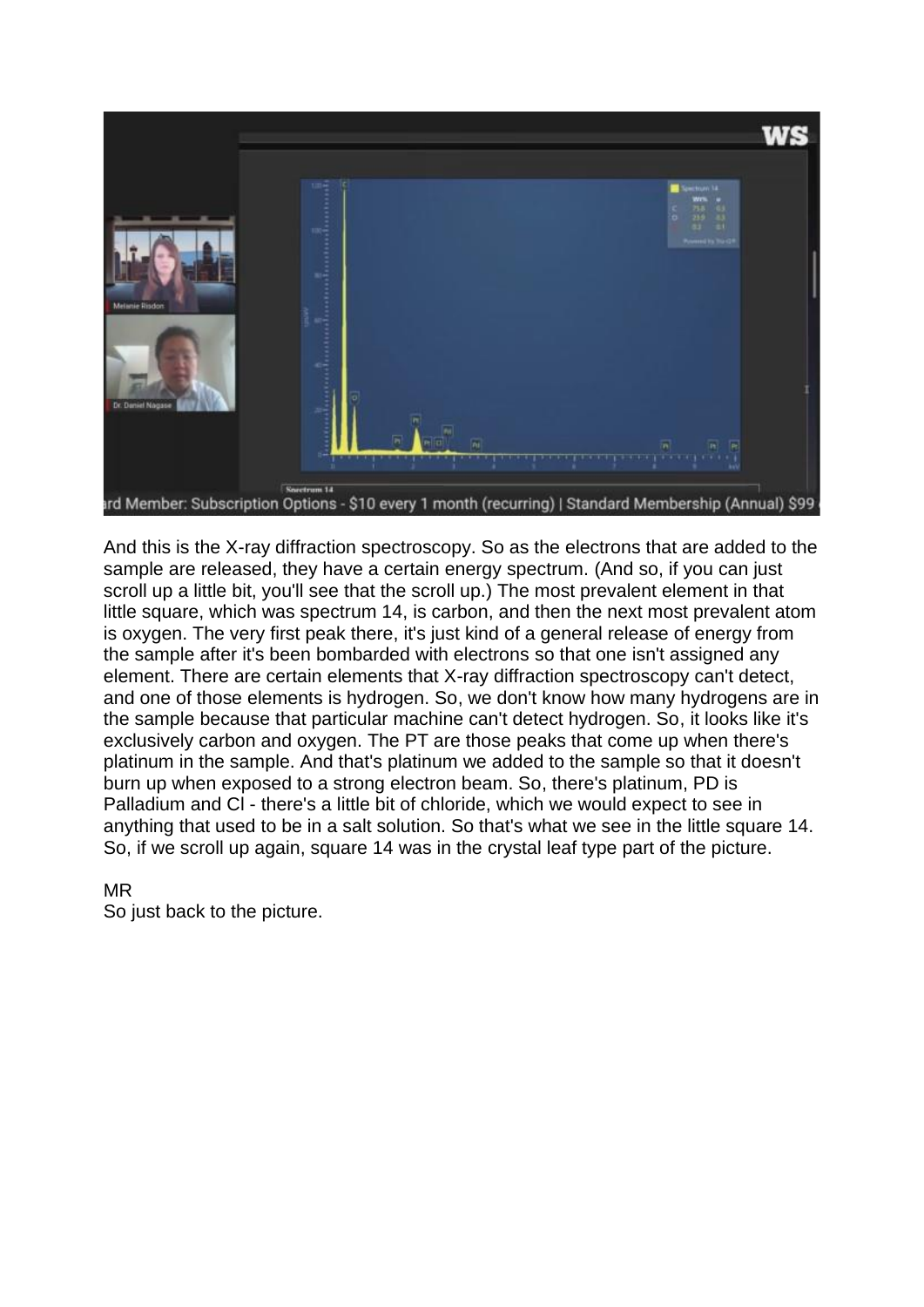And this is the X-ray diffraction spectroscopy. So as the electrons that are added to the sample are released, they have a certain energy spectrum. (And so, if you can just scroll up a little bit, you'll see that the scroll up.) The most prevalent element in that little square, which was spectrum 14, is carbon, and then the next most prevalent atom is oxygen. The very first peak there, it's just kind of a general release of energy from the sample after it's been bombarded with electrons so that one isn't assigned any element. There are certain elements that X-ray diffraction spectroscopy can't detect, and one of those elements is hydrogen. So, we don't know how many hydrogens are in the sample because that particular machine can't detect hydrogen. So, it looks like it's exclusively carbon and oxygen. The PT are those peaks that come up when there's platinum in the sample. And that's platinum we added to the sample so that it doesn't burn up when exposed to a strong electron beam. So, there's platinum, PD is Palladium and Cl - there's a little bit of chloride, which we would expect to see in anything that used to be in a salt solution. So that's what we see in the little square 14. So, if we scroll up again, square 14 was in the crystal leaf type part of the picture.

MR
So just back to the picture.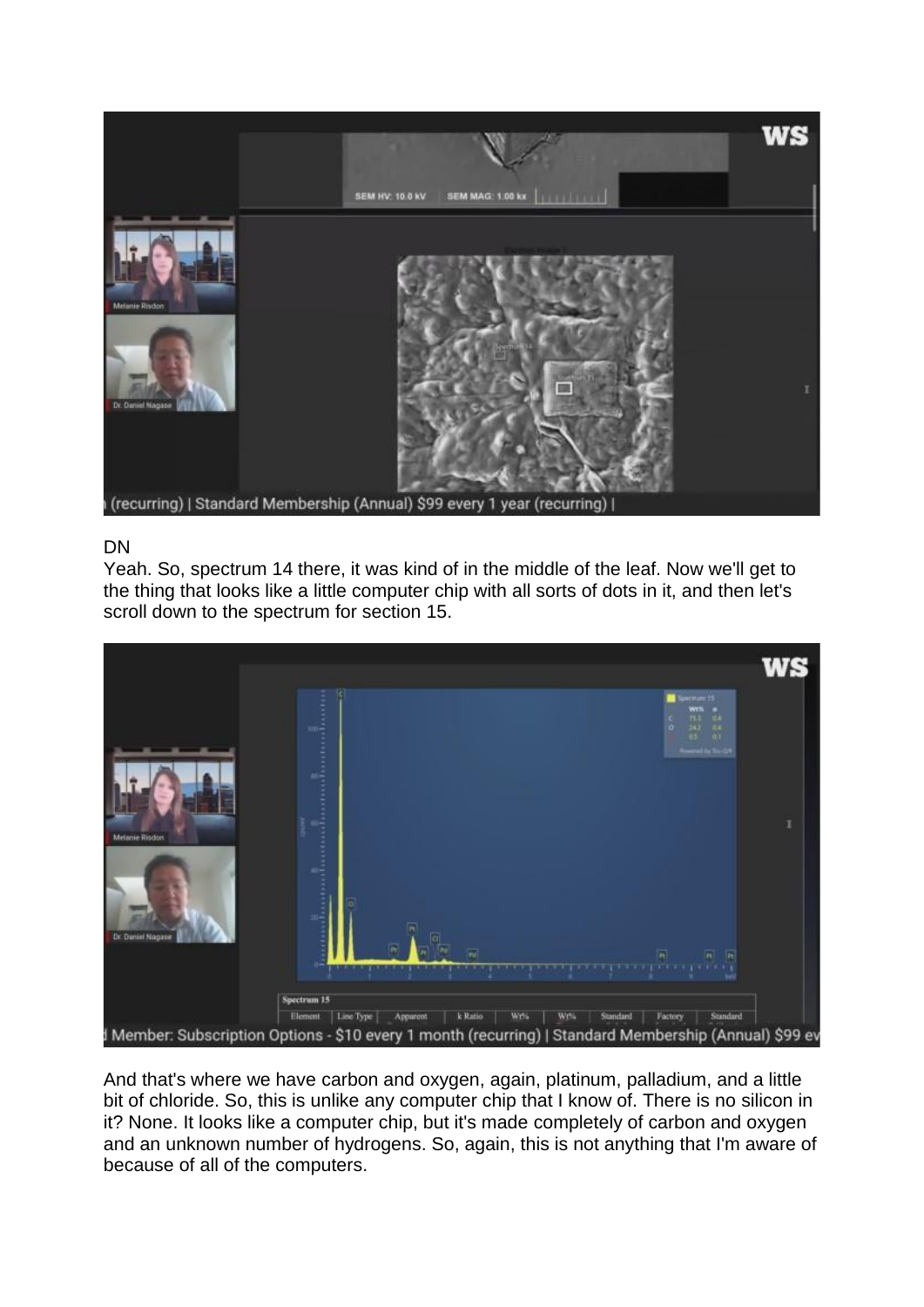DN

Yeah. So, spectrum 14 there, it was kind of in the middle of the leaf. Now we'll get to the thing that looks like a little computer chip with all sorts of dots in it, and then let's scroll down to the spectrum for section 15.

And that's where we have carbon and oxygen, again, platinum, palladium, and a little bit of chloride. So, this is unlike any computer chip that I know of. There is no silicon in it? None. It looks like a computer chip, but it's made completely of carbon and oxygen and an unknown number of hydrogens. So, again, this is not anything that I'm aware of because of all of the computers.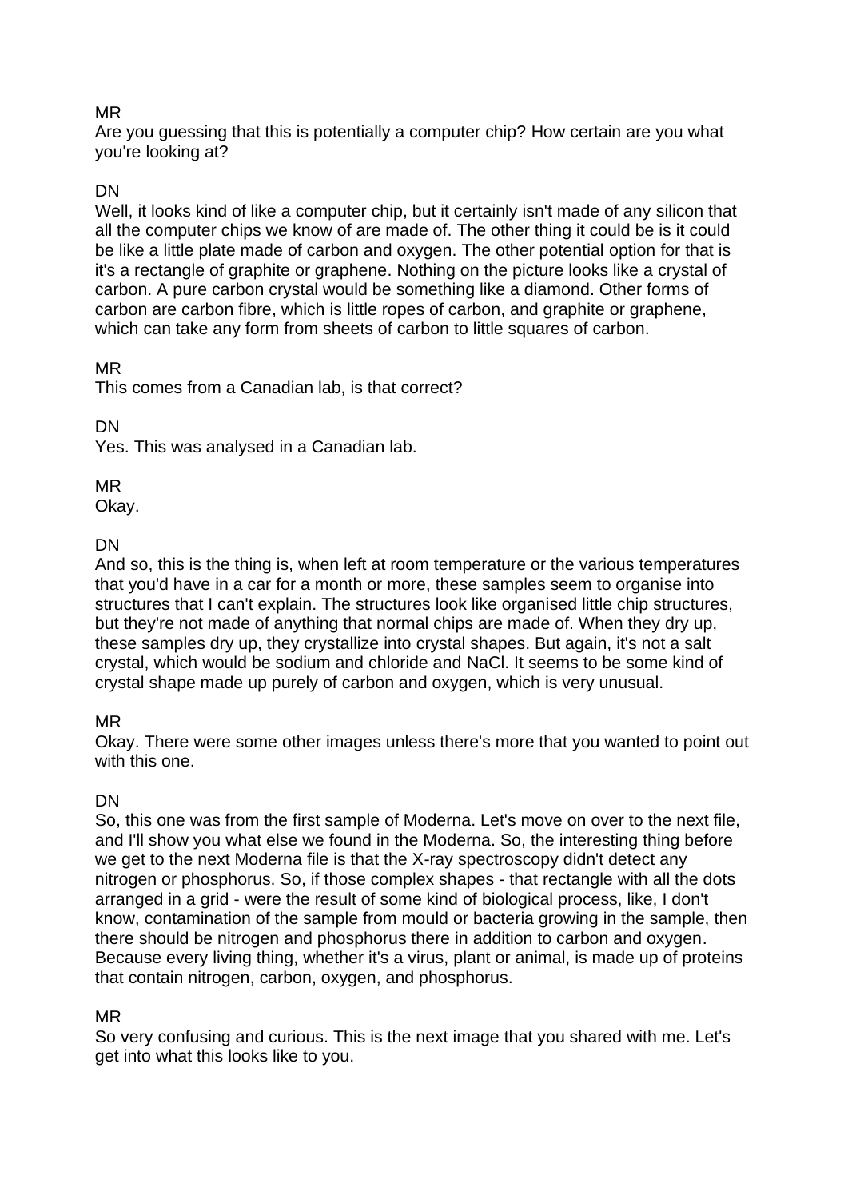MR
Are you guessing that this is potentially a computer chip? How certain are you what you're looking at?

DN
Well, it looks kind of like a computer chip, but it certainly isn't made of any silicon that all the computer chips we know of are made of. The other thing it could be is it could be like a little plate made of carbon and oxygen. The other potential option for that is it's a rectangle of graphite or graphene. Nothing on the picture looks like a crystal of carbon. A pure carbon crystal would be something like a diamond. Other forms of carbon are carbon fibre, which is little ropes of carbon, and graphite or graphene, which can take any form from sheets of carbon to little squares of carbon.

MR
This comes from a Canadian lab, is that correct?

DN
Yes. This was analysed in a Canadian lab.

MR
Okay.

DN
And so, this is the thing is, when left at room temperature or the various temperatures that you'd have in a car for a month or more, these samples seem to organise into structures that I can't explain. The structures look like organised little chip structures, but they're not made of anything that normal chips are made of. When they dry up, these samples dry up, they crystallize into crystal shapes. But again, it's not a salt crystal, which would be sodium and chloride and NaCl. It seems to be some kind of crystal shape made up purely of carbon and oxygen, which is very unusual.

MR
Okay. There were some other images unless there's more that you wanted to point out with this one.

DN
So, this one was from the first sample of Moderna. Let's move on over to the next file, and I'll show you what else we found in the Moderna. So, the interesting thing before we get to the next Moderna file is that the X-ray spectroscopy didn't detect any nitrogen or phosphorus. So, if those complex shapes - that rectangle with all the dots arranged in a grid - were the result of some kind of biological process, like, I don't know, contamination of the sample from mould or bacteria growing in the sample, then there should be nitrogen and phosphorus there in addition to carbon and oxygen. Because every living thing, whether it's a virus, plant or animal, is made up of proteins that contain nitrogen, carbon, oxygen, and phosphorus.

MR
So very confusing and curious. This is the next image that you shared with me. Let's get into what this looks like to you.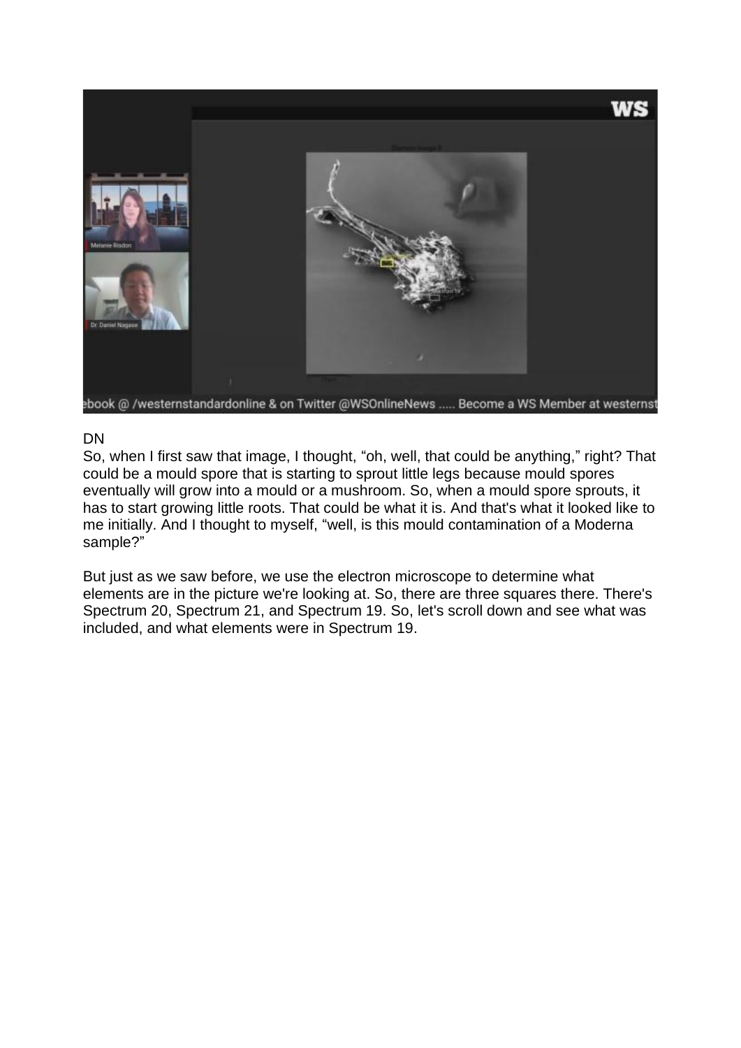DN

So, when I first saw that image, I thought, "oh, well, that could be anything," right? That could be a mould spore that is starting to sprout little legs because mould spores eventually will grow into a mould or a mushroom. So, when a mould spore sprouts, it has to start growing little roots. That could be what it is. And that's what it looked like to me initially. And I thought to myself, "well, is this mould contamination of a Moderna sample?"

But just as we saw before, we use the electron microscope to determine what elements are in the picture we're looking at. So, there are three squares there. There's Spectrum 20, Spectrum 21, and Spectrum 19. So, let's scroll down and see what was included, and what elements were in Spectrum 19.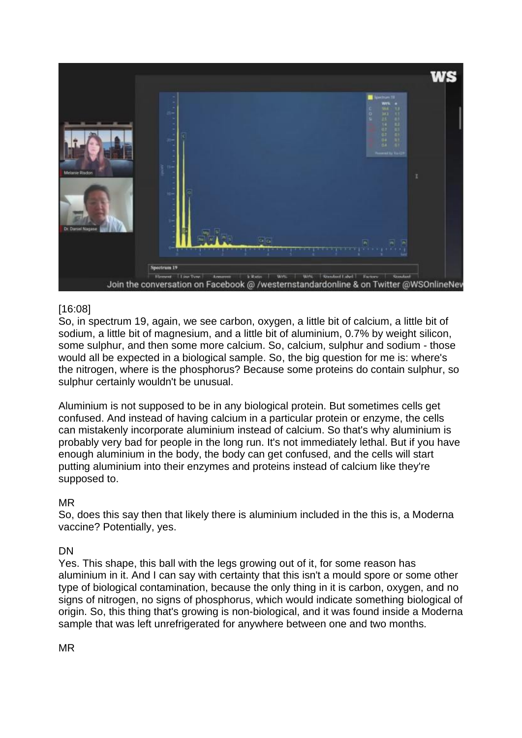[16:08]
So, in spectrum 19, again, we see carbon, oxygen, a little bit of calcium, a little bit of sodium, a little bit of magnesium, and a little bit of aluminium, 0.7% by weight silicon, some sulphur, and then some more calcium. So, calcium, sulphur and sodium - those would all be expected in a biological sample. So, the big question for me is: where's the nitrogen, where is the phosphorus? Because some proteins do contain sulphur, so sulphur certainly wouldn't be unusual.

Aluminium is not supposed to be in any biological protein. But sometimes cells get confused. And instead of having calcium in a particular protein or enzyme, the cells can mistakenly incorporate aluminium instead of calcium. So that's why aluminium is probably very bad for people in the long run. It's not immediately lethal. But if you have enough aluminium in the body, the body can get confused, and the cells will start putting aluminium into their enzymes and proteins instead of calcium like they're supposed to.

MR
So, does this say then that likely there is aluminium included in the this is, a Moderna vaccine? Potentially, yes.

DN
Yes. This shape, this ball with the legs growing out of it, for some reason has aluminium in it. And I can say with certainty that this isn't a mould spore or some other type of biological contamination, because the only thing in it is carbon, oxygen, and no signs of nitrogen, no signs of phosphorus, which would indicate something biological of origin. So, this thing that's growing is non-biological, and it was found inside a Moderna sample that was left unrefrigerated for anywhere between one and two months.

MR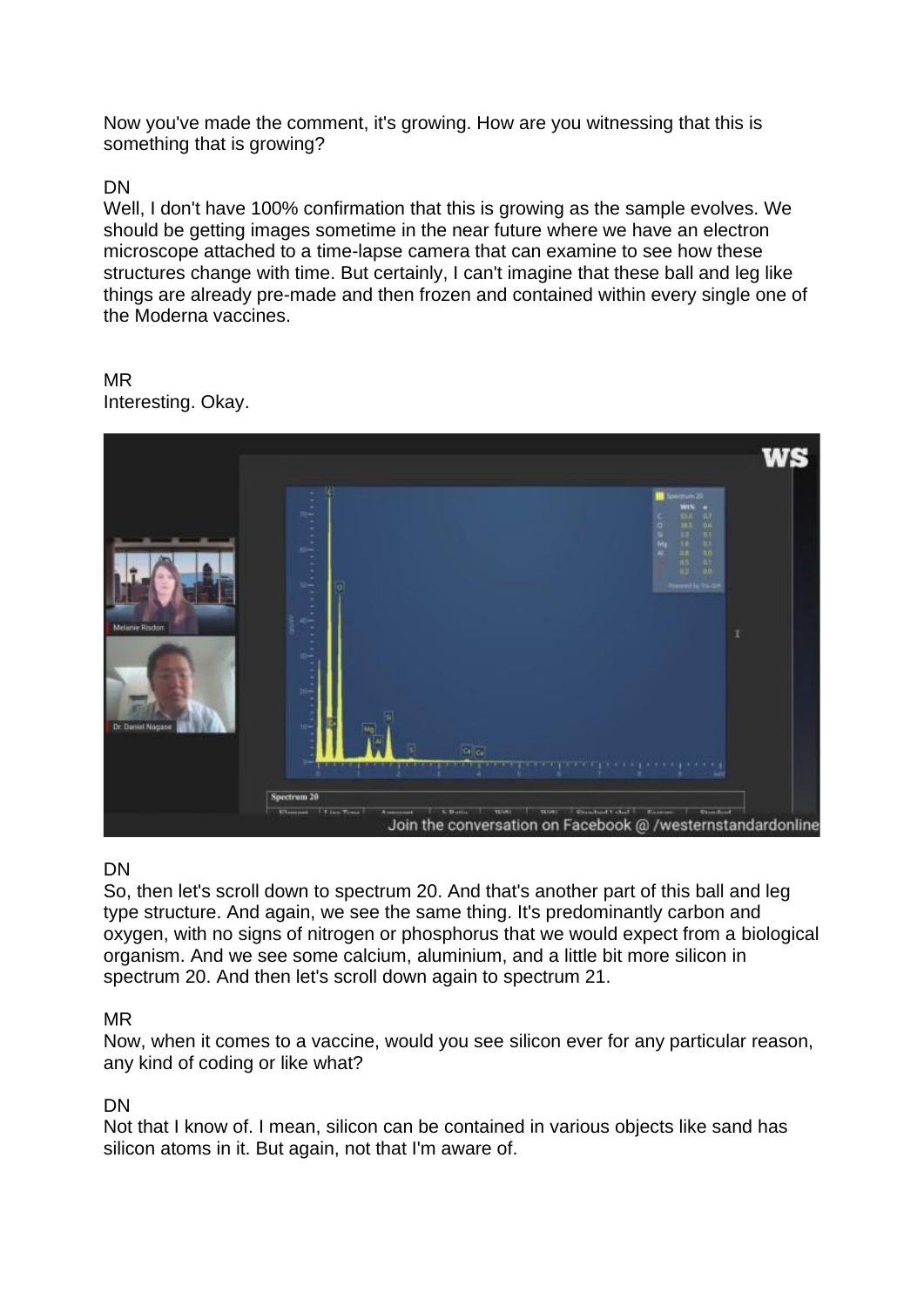Now you've made the comment, it's growing. How are you witnessing that this is something that is growing?

DN
Well, I don't have 100% confirmation that this is growing as the sample evolves. We should be getting images sometime in the near future where we have an electron microscope attached to a time-lapse camera that can examine to see how these structures change with time. But certainly, I can't imagine that these ball and leg like things are already pre-made and then frozen and contained within every single one of the Moderna vaccines.

MR
Interesting. Okay.

DN
So, then let's scroll down to spectrum 20. And that's another part of this ball and leg type structure. And again, we see the same thing. It's predominantly carbon and oxygen, with no signs of nitrogen or phosphorus that we would expect from a biological organism. And we see some calcium, aluminium, and a little bit more silicon in spectrum 20. And then let's scroll down again to spectrum 21.

MR
Now, when it comes to a vaccine, would you see silicon ever for any particular reason, any kind of coding or like what?

DN
Not that I know of. I mean, silicon can be contained in various objects like sand has silicon atoms in it. But again, not that I'm aware of.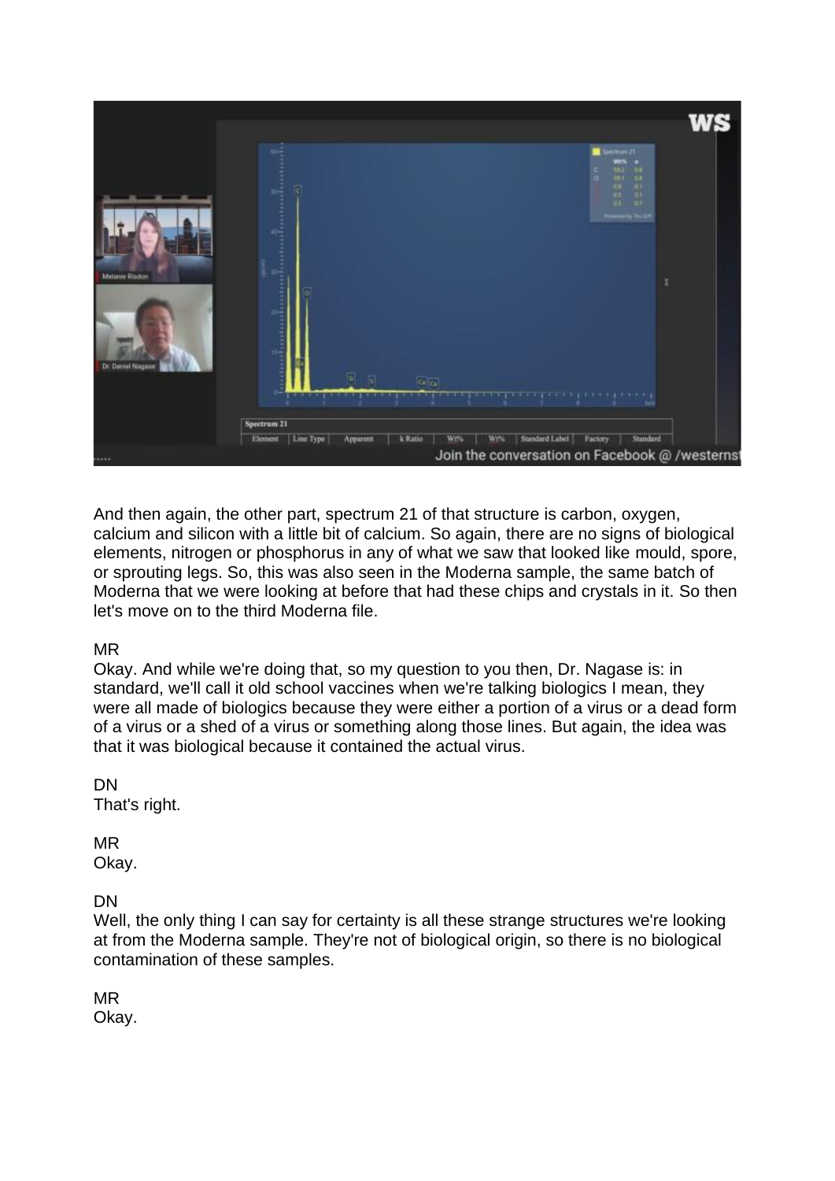And then again, the other part, spectrum 21 of that structure is carbon, oxygen, calcium and silicon with a little bit of calcium. So again, there are no signs of biological elements, nitrogen or phosphorus in any of what we saw that looked like mould, spore, or sprouting legs. So, this was also seen in the Moderna sample, the same batch of Moderna that we were looking at before that had these chips and crystals in it. So then let's move on to the third Moderna file.

MR
Okay. And while we're doing that, so my question to you then, Dr. Nagase is: in standard, we'll call it old school vaccines when we're talking biologics I mean, they were all made of biologics because they were either a portion of a virus or a dead form of a virus or a shed of a virus or something along those lines. But again, the idea was that it was biological because it contained the actual virus.

DN
That's right.

MR
Okay.

DN
Well, the only thing I can say for certainty is all these strange structures we're looking at from the Moderna sample. They're not of biological origin, so there is no biological contamination of these samples.

MR
Okay.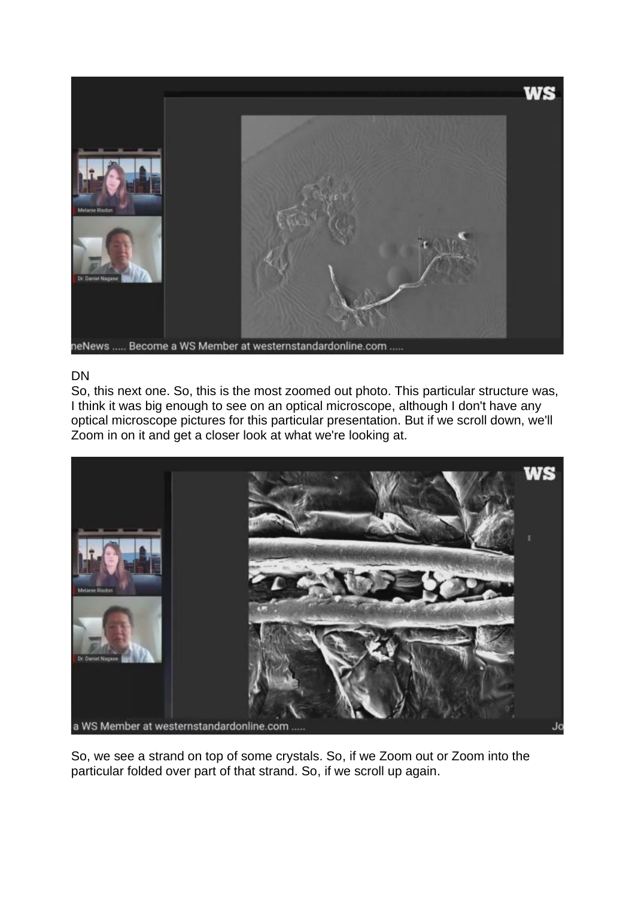DN

So, this next one. So, this is the most zoomed out photo. This particular structure was, I think it was big enough to see on an optical microscope, although I don't have any optical microscope pictures for this particular presentation. But if we scroll down, we'll Zoom in on it and get a closer look at what we're looking at.

So, we see a strand on top of some crystals. So, if we Zoom out or Zoom into the particular folded over part of that strand. So, if we scroll up again.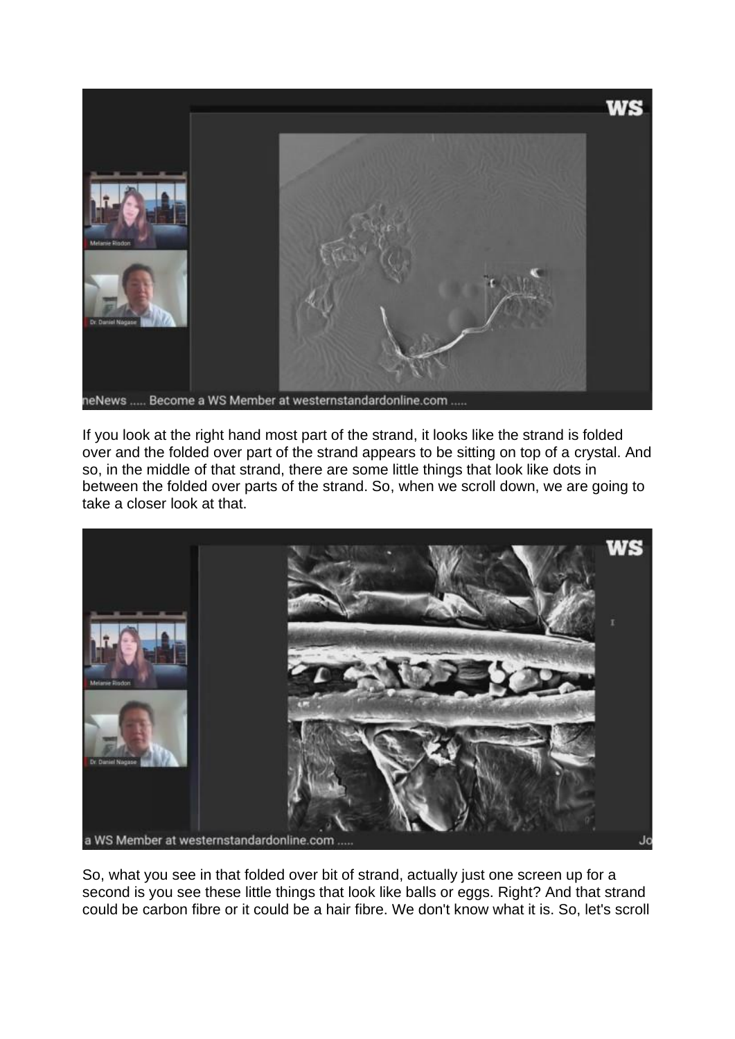If you look at the right hand most part of the strand, it looks like the strand is folded over and the folded over part of the strand appears to be sitting on top of a crystal. And so, in the middle of that strand, there are some little things that look like dots in between the folded over parts of the strand. So, when we scroll down, we are going to take a closer look at that.

So, what you see in that folded over bit of strand, actually just one screen up for a second is you see these little things that look like balls or eggs. Right? And that strand could be carbon fibre or it could be a hair fibre. We don't know what it is. So, let's scroll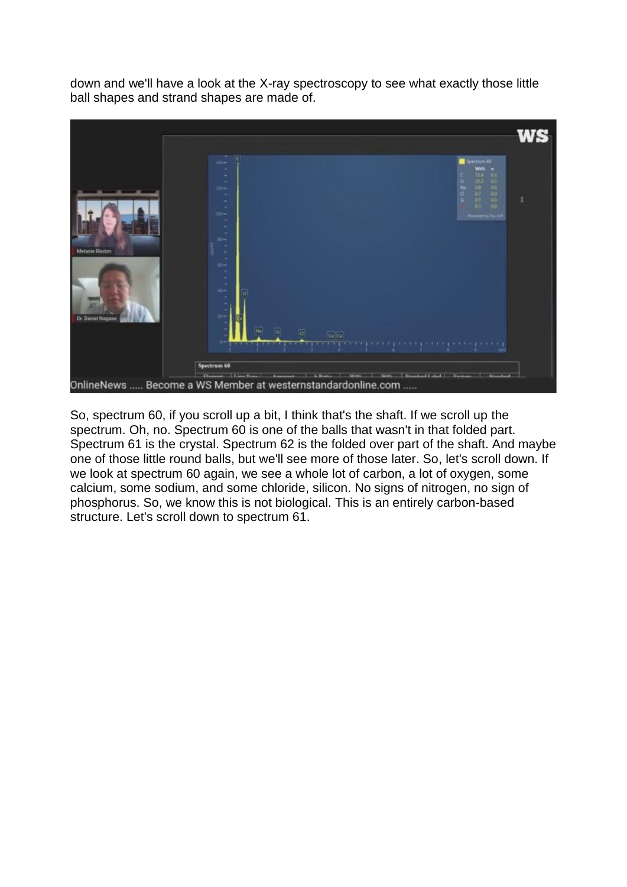down and we'll have a look at the X-ray spectroscopy to see what exactly those little ball shapes and strand shapes are made of.

So, spectrum 60, if you scroll up a bit, I think that's the shaft. If we scroll up the spectrum. Oh, no. Spectrum 60 is one of the balls that wasn't in that folded part. Spectrum 61 is the crystal. Spectrum 62 is the folded over part of the shaft. And maybe one of those little round balls, but we'll see more of those later. So, let's scroll down. If we look at spectrum 60 again, we see a whole lot of carbon, a lot of oxygen, some calcium, some sodium, and some chloride, silicon. No signs of nitrogen, no sign of phosphorus. So, we know this is not biological. This is an entirely carbon-based structure. Let's scroll down to spectrum 61.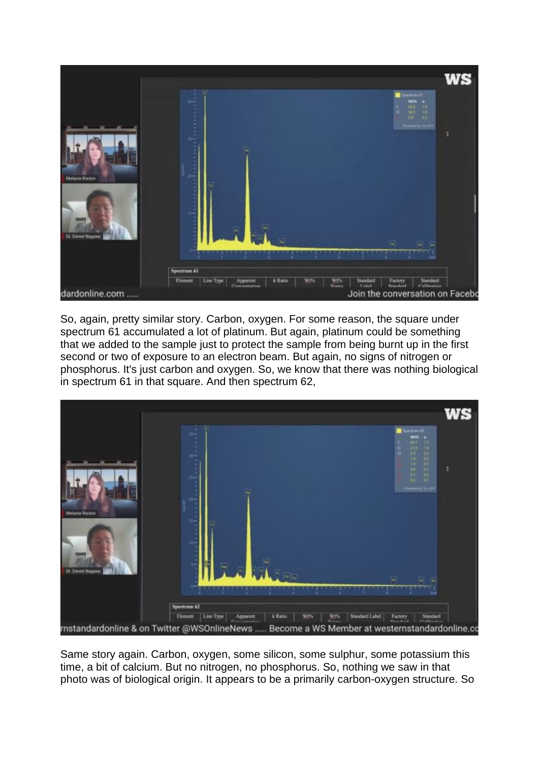So, again, pretty similar story. Carbon, oxygen. For some reason, the square under spectrum 61 accumulated a lot of platinum. But again, platinum could be something that we added to the sample just to protect the sample from being burnt up in the first second or two of exposure to an electron beam. But again, no signs of nitrogen or phosphorus. It's just carbon and oxygen. So, we know that there was nothing biological in spectrum 61 in that square. And then spectrum 62,

Same story again. Carbon, oxygen, some silicon, some sulphur, some potassium this time, a bit of calcium. But no nitrogen, no phosphorus. So, nothing we saw in that photo was of biological origin. It appears to be a primarily carbon-oxygen structure. So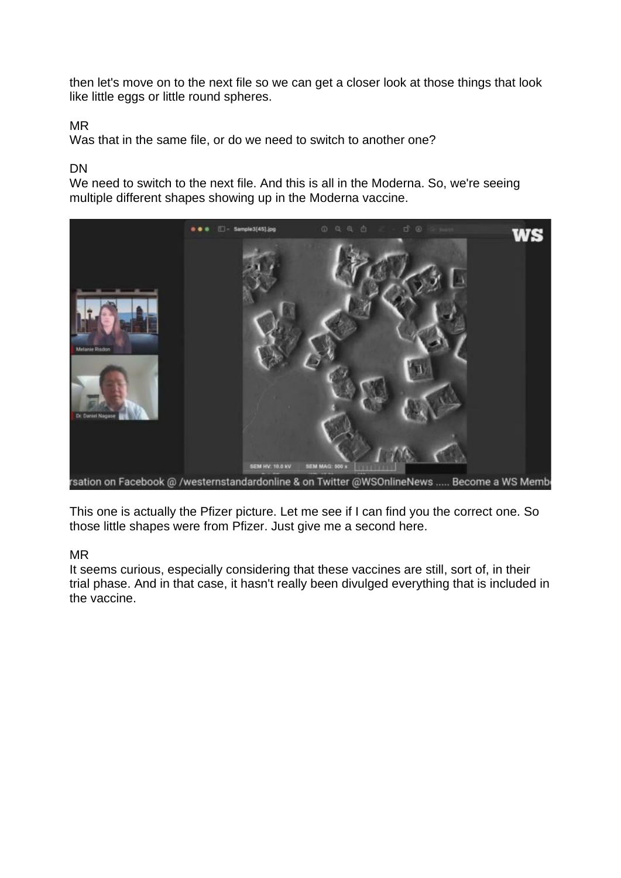then let's move on to the next file so we can get a closer look at those things that look like little eggs or little round spheres.

MR
Was that in the same file, or do we need to switch to another one?

DN
We need to switch to the next file. And this is all in the Moderna. So, we're seeing multiple different shapes showing up in the Moderna vaccine.

This one is actually the Pfizer picture. Let me see if I can find you the correct one. So those little shapes were from Pfizer. Just give me a second here.

MR
It seems curious, especially considering that these vaccines are still, sort of, in their trial phase. And in that case, it hasn't really been divulged everything that is included in the vaccine.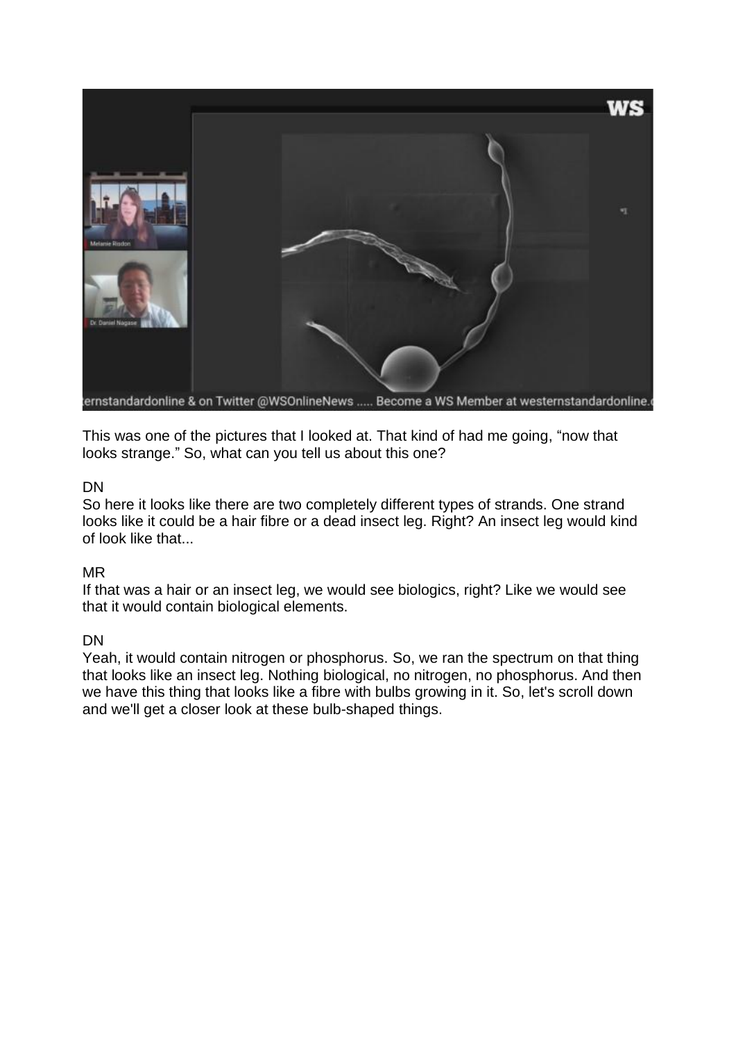This was one of the pictures that I looked at. That kind of had me going, “now that looks strange.” So, what can you tell us about this one?

DN
So here it looks like there are two completely different types of strands. One strand looks like it could be a hair fibre or a dead insect leg. Right? An insect leg would kind of look like that...

MR
If that was a hair or an insect leg, we would see biologics, right? Like we would see that it would contain biological elements.

DN
Yeah, it would contain nitrogen or phosphorus. So, we ran the spectrum on that thing that looks like an insect leg. Nothing biological, no nitrogen, no phosphorus. And then we have this thing that looks like a fibre with bulbs growing in it. So, let's scroll down and we'll get a closer look at these bulb-shaped things.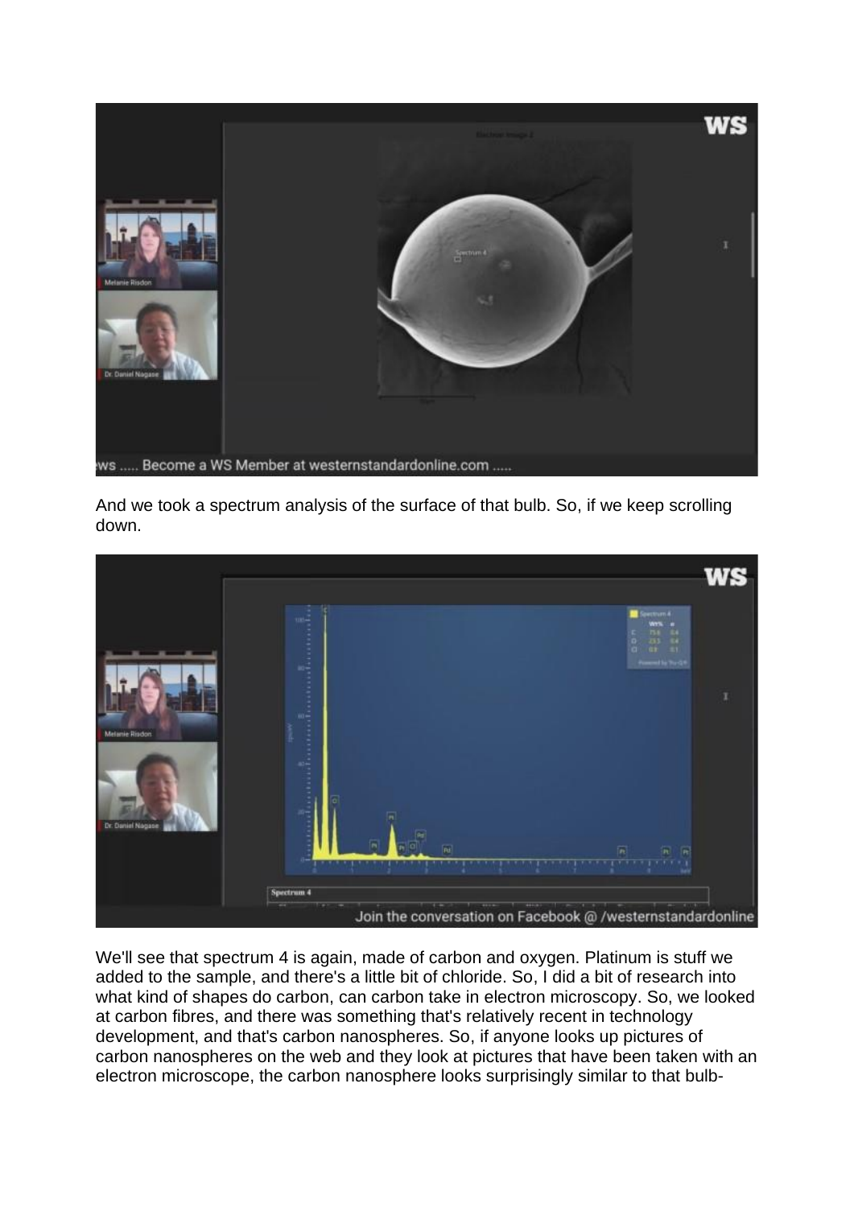And we took a spectrum analysis of the surface of that bulb. So, if we keep scrolling down.

We'll see that spectrum 4 is again, made of carbon and oxygen. Platinum is stuff we added to the sample, and there's a little bit of chloride. So, I did a bit of research into what kind of shapes do carbon, can carbon take in electron microscopy. So, we looked at carbon fibres, and there was something that's relatively recent in technology development, and that's carbon nanospheres. So, if anyone looks up pictures of carbon nanospheres on the web and they look at pictures that have been taken with an electron microscope, the carbon nanosphere looks surprisingly similar to that bulb-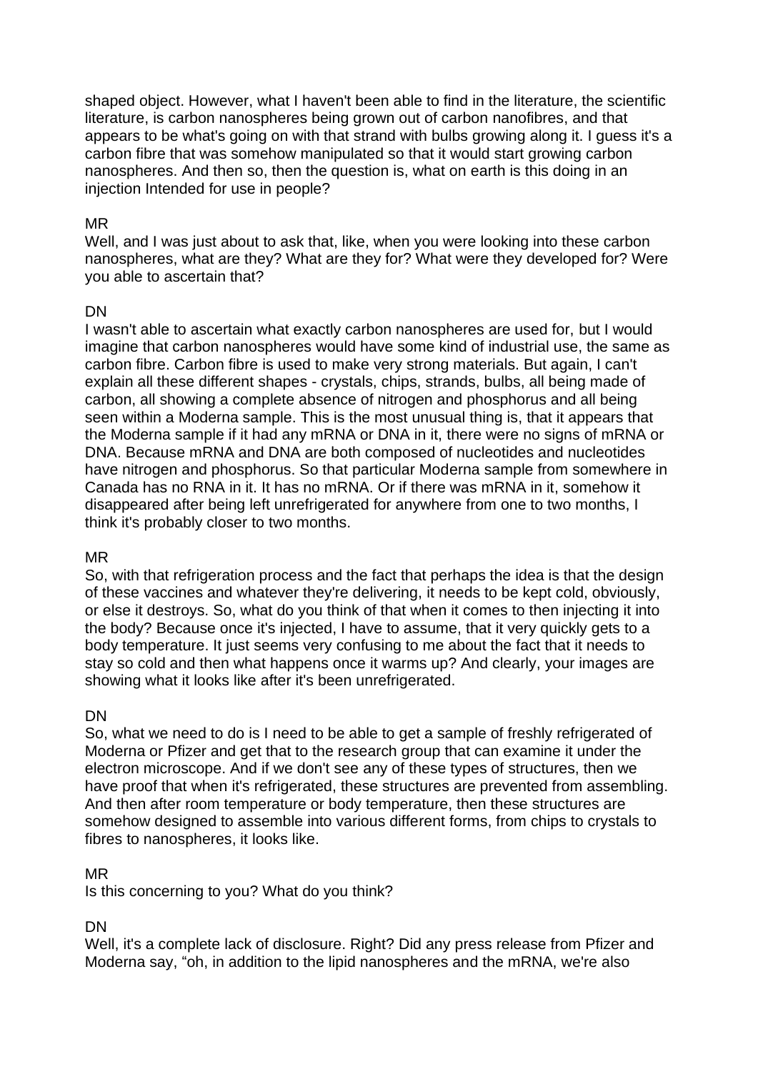shaped object. However, what I haven't been able to find in the literature, the scientific literature, is carbon nanospheres being grown out of carbon nanofibres, and that appears to be what's going on with that strand with bulbs growing along it. I guess it's a carbon fibre that was somehow manipulated so that it would start growing carbon nanospheres. And then so, then the question is, what on earth is this doing in an injection Intended for use in people?

MR
Well, and I was just about to ask that, like, when you were looking into these carbon nanospheres, what are they? What are they for? What were they developed for? Were you able to ascertain that?

DN
I wasn't able to ascertain what exactly carbon nanospheres are used for, but I would imagine that carbon nanospheres would have some kind of industrial use, the same as carbon fibre. Carbon fibre is used to make very strong materials. But again, I can't explain all these different shapes - crystals, chips, strands, bulbs, all being made of carbon, all showing a complete absence of nitrogen and phosphorus and all being seen within a Moderna sample. This is the most unusual thing is, that it appears that the Moderna sample if it had any mRNA or DNA in it, there were no signs of mRNA or DNA. Because mRNA and DNA are both composed of nucleotides and nucleotides have nitrogen and phosphorus. So that particular Moderna sample from somewhere in Canada has no RNA in it. It has no mRNA. Or if there was mRNA in it, somehow it disappeared after being left unrefrigerated for anywhere from one to two months, I think it's probably closer to two months.

MR
So, with that refrigeration process and the fact that perhaps the idea is that the design of these vaccines and whatever they're delivering, it needs to be kept cold, obviously, or else it destroys. So, what do you think of that when it comes to then injecting it into the body? Because once it's injected, I have to assume, that it very quickly gets to a body temperature. It just seems very confusing to me about the fact that it needs to stay so cold and then what happens once it warms up? And clearly, your images are showing what it looks like after it's been unrefrigerated.

DN
So, what we need to do is I need to be able to get a sample of freshly refrigerated of Moderna or Pfizer and get that to the research group that can examine it under the electron microscope. And if we don't see any of these types of structures, then we have proof that when it's refrigerated, these structures are prevented from assembling. And then after room temperature or body temperature, then these structures are somehow designed to assemble into various different forms, from chips to crystals to fibres to nanospheres, it looks like.

MR
Is this concerning to you? What do you think?

DN
Well, it's a complete lack of disclosure. Right? Did any press release from Pfizer and Moderna say, "oh, in addition to the lipid nanospheres and the mRNA, we're also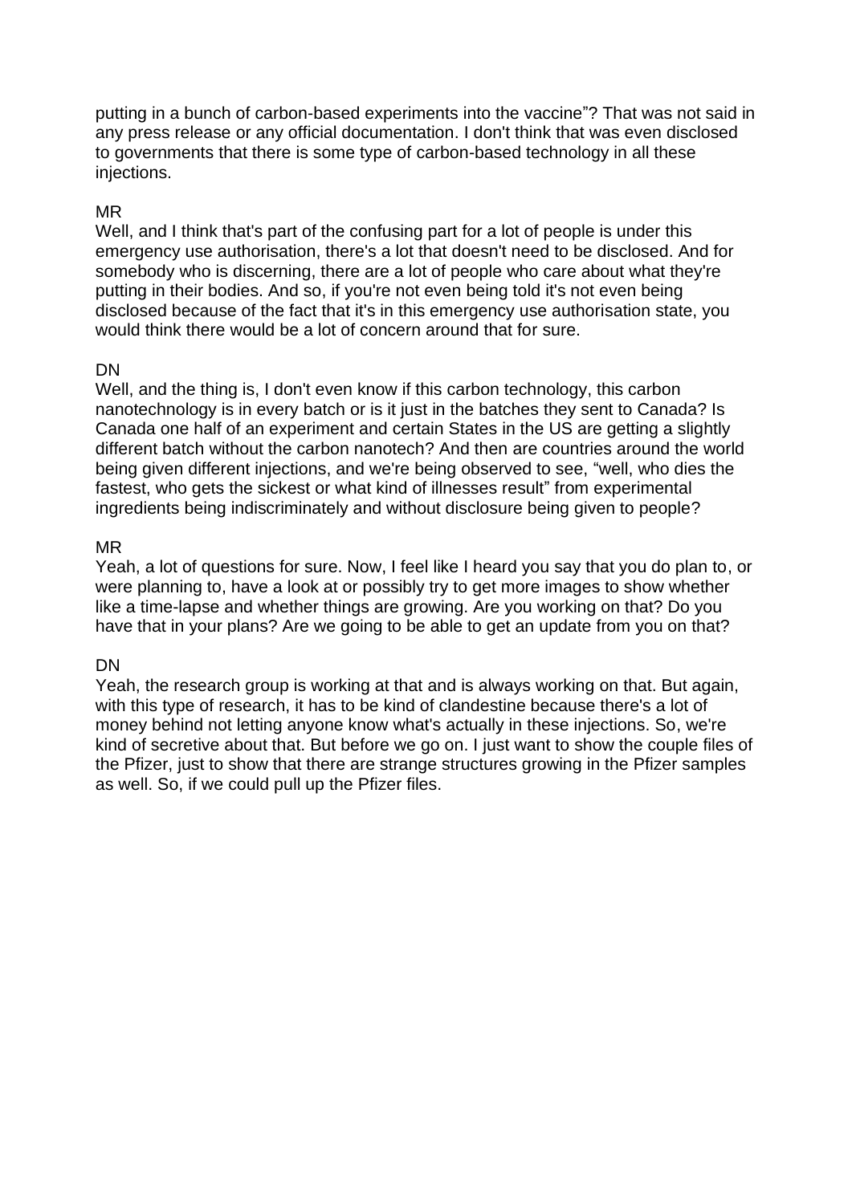putting in a bunch of carbon-based experiments into the vaccine"? That was not said in any press release or any official documentation. I don't think that was even disclosed to governments that there is some type of carbon-based technology in all these injections.

MR
Well, and I think that's part of the confusing part for a lot of people is under this emergency use authorisation, there's a lot that doesn't need to be disclosed. And for somebody who is discerning, there are a lot of people who care about what they're putting in their bodies. And so, if you're not even being told it's not even being disclosed because of the fact that it's in this emergency use authorisation state, you would think there would be a lot of concern around that for sure.

DN
Well, and the thing is, I don't even know if this carbon technology, this carbon nanotechnology is in every batch or is it just in the batches they sent to Canada? Is Canada one half of an experiment and certain States in the US are getting a slightly different batch without the carbon nanotech? And then are countries around the world being given different injections, and we're being observed to see, "well, who dies the fastest, who gets the sickest or what kind of illnesses result" from experimental ingredients being indiscriminately and without disclosure being given to people?

MR
Yeah, a lot of questions for sure. Now, I feel like I heard you say that you do plan to, or were planning to, have a look at or possibly try to get more images to show whether like a time-lapse and whether things are growing. Are you working on that? Do you have that in your plans? Are we going to be able to get an update from you on that?

DN
Yeah, the research group is working at that and is always working on that. But again, with this type of research, it has to be kind of clandestine because there's a lot of money behind not letting anyone know what's actually in these injections. So, we're kind of secretive about that. But before we go on. I just want to show the couple files of the Pfizer, just to show that there are strange structures growing in the Pfizer samples as well. So, if we could pull up the Pfizer files.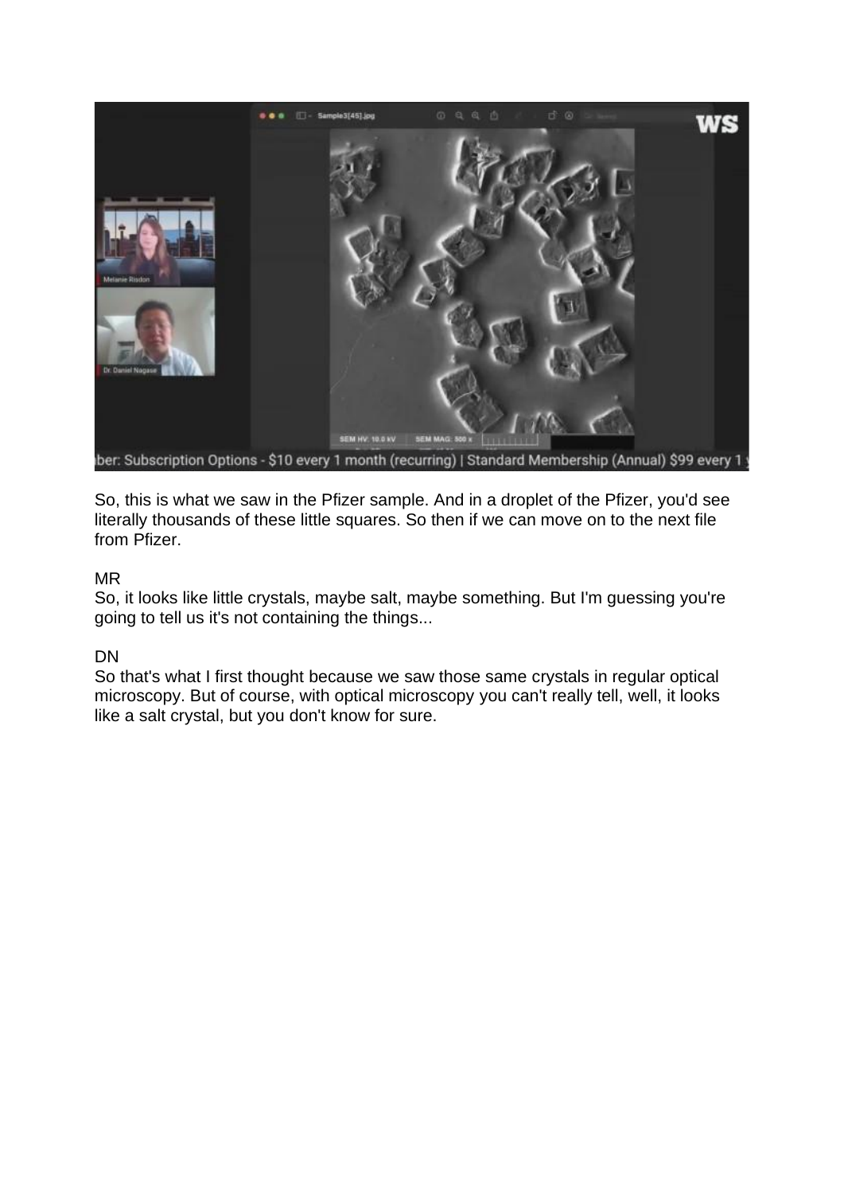So, this is what we saw in the Pfizer sample. And in a droplet of the Pfizer, you'd see literally thousands of these little squares. So then if we can move on to the next file from Pfizer.

MR

So, it looks like little crystals, maybe salt, maybe something. But I'm guessing you're going to tell us it's not containing the things...

DN

So that's what I first thought because we saw those same crystals in regular optical microscopy. But of course, with optical microscopy you can't really tell, well, it looks like a salt crystal, but you don't know for sure.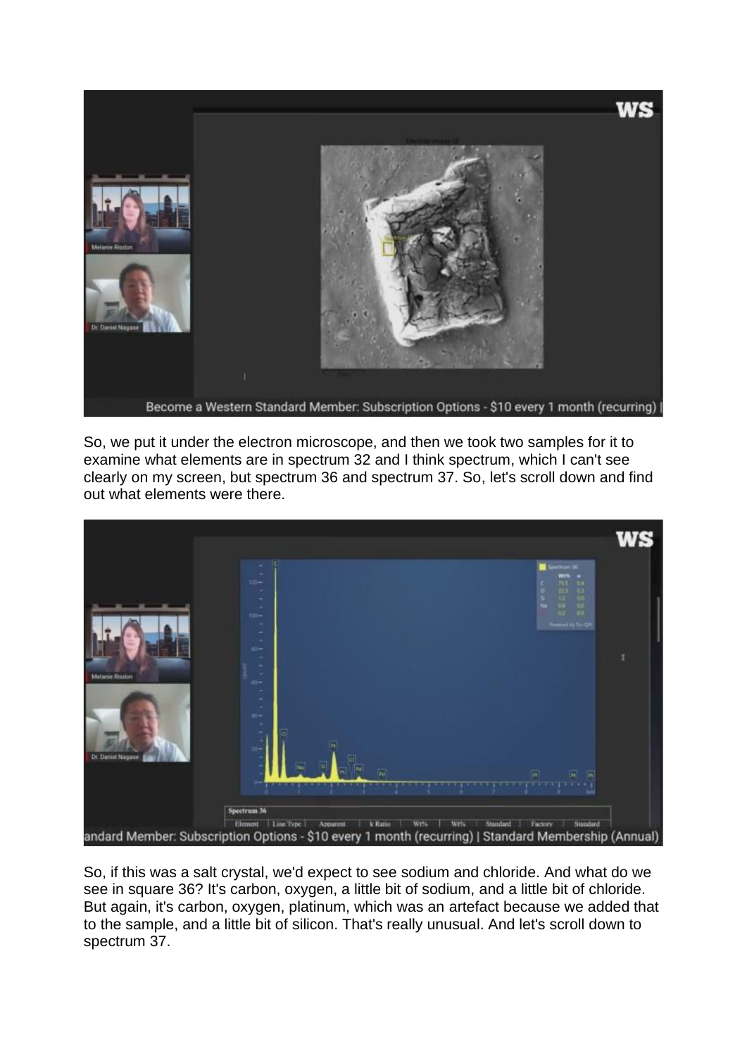So, we put it under the electron microscope, and then we took two samples for it to examine what elements are in spectrum 32 and I think spectrum, which I can't see clearly on my screen, but spectrum 36 and spectrum 37. So, let's scroll down and find out what elements were there.

So, if this was a salt crystal, we'd expect to see sodium and chloride. And what do we see in square 36? It's carbon, oxygen, a little bit of sodium, and a little bit of chloride. But again, it's carbon, oxygen, platinum, which was an artefact because we added that to the sample, and a little bit of silicon. That's really unusual. And let's scroll down to spectrum 37.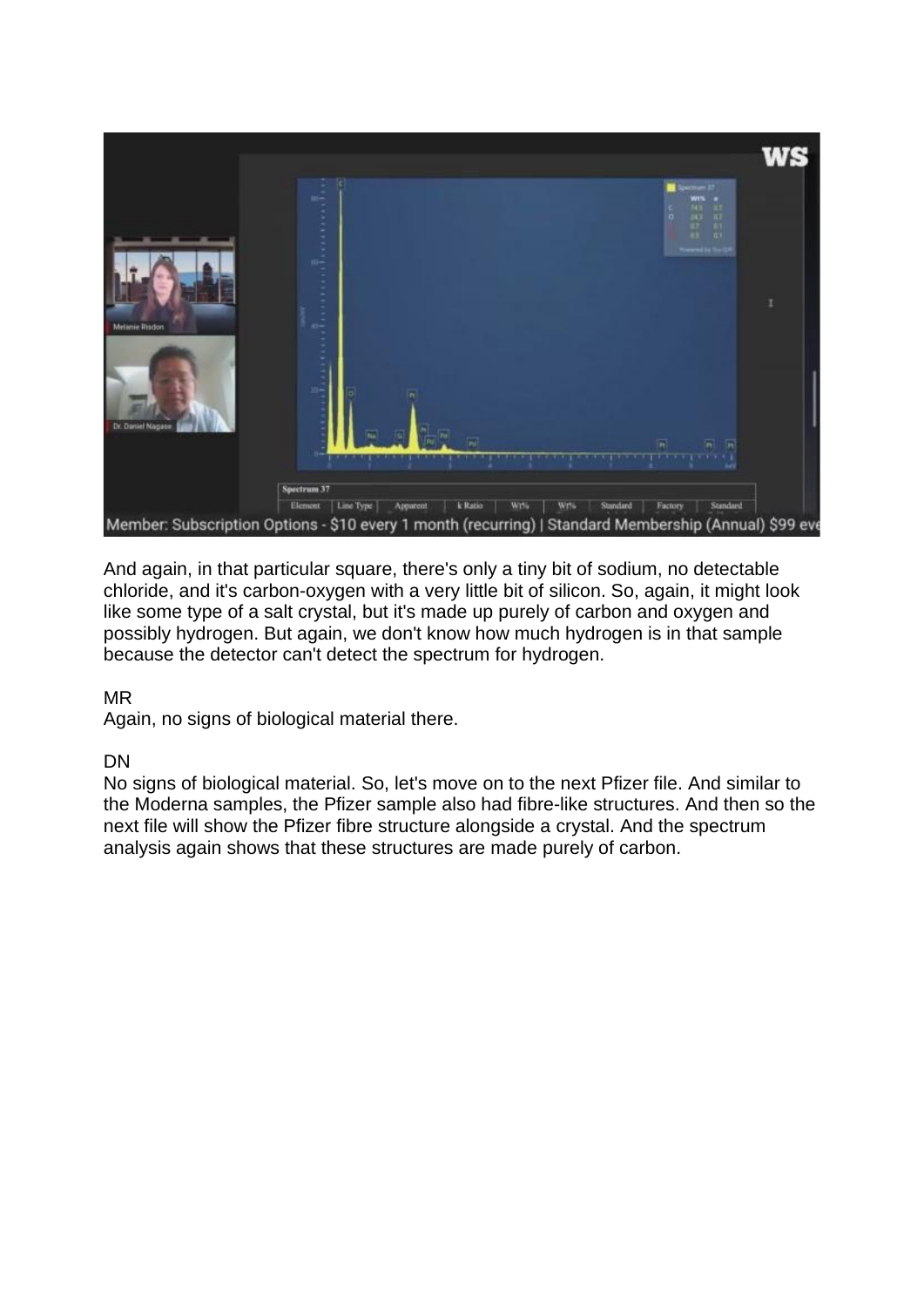And again, in that particular square, there's only a tiny bit of sodium, no detectable chloride, and it's carbon-oxygen with a very little bit of silicon. So, again, it might look like some type of a salt crystal, but it's made up purely of carbon and oxygen and possibly hydrogen. But again, we don't know how much hydrogen is in that sample because the detector can't detect the spectrum for hydrogen.

MR
Again, no signs of biological material there.

DN
No signs of biological material. So, let's move on to the next Pfizer file. And similar to the Moderna samples, the Pfizer sample also had fibre-like structures. And then so the next file will show the Pfizer fibre structure alongside a crystal. And the spectrum analysis again shows that these structures are made purely of carbon.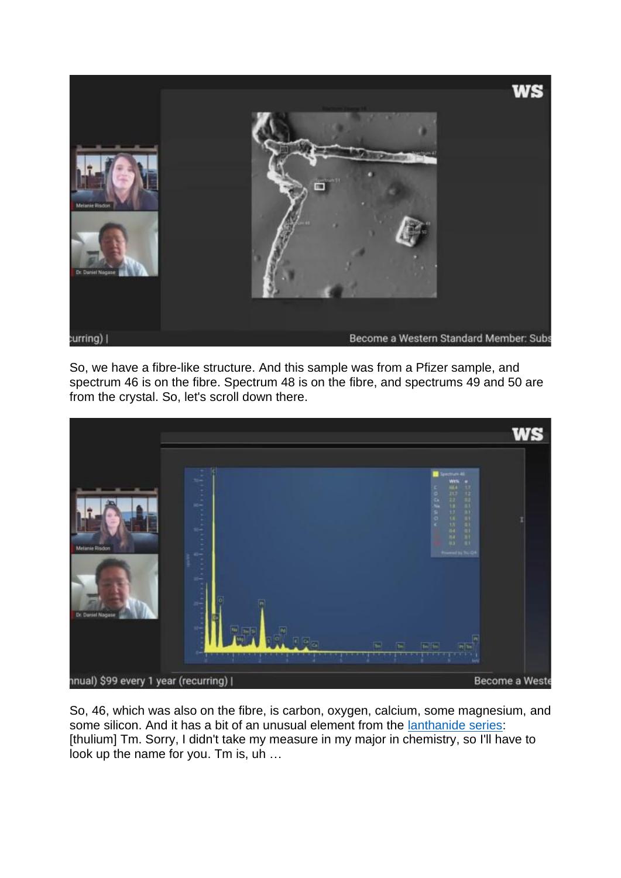So, we have a fibre-like structure. And this sample was from a Pfizer sample, and spectrum 46 is on the fibre. Spectrum 48 is on the fibre, and spectrums 49 and 50 are from the crystal. So, let's scroll down there.

So, 46, which was also on the fibre, is carbon, oxygen, calcium, some magnesium, and some silicon. And it has a bit of an unusual element from the [lanthanide series](): [thulium] Tm. Sorry, I didn't take my measure in my major in chemistry, so I'll have to look up the name for you. Tm is, uh …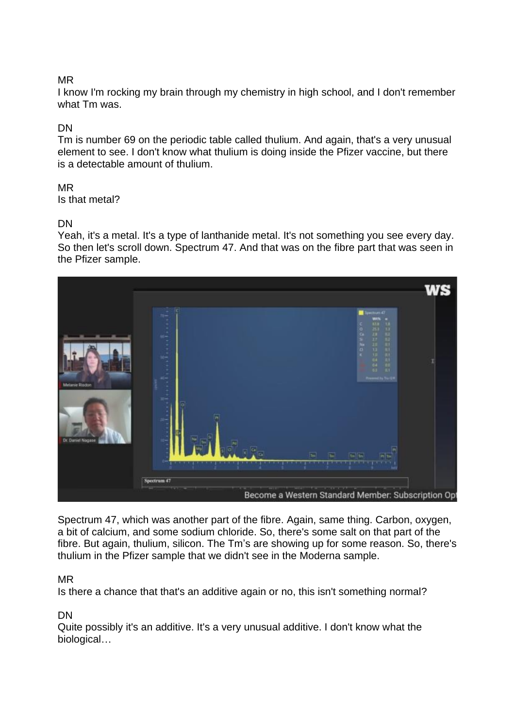MR
I know I'm rocking my brain through my chemistry in high school, and I don't remember what Tm was.

DN
Tm is number 69 on the periodic table called thulium. And again, that's a very unusual element to see. I don't know what thulium is doing inside the Pfizer vaccine, but there is a detectable amount of thulium.

MR
Is that metal?

DN
Yeah, it's a metal. It's a type of lanthanide metal. It's not something you see every day. So then let's scroll down. Spectrum 47. And that was on the fibre part that was seen in the Pfizer sample.

Spectrum 47, which was another part of the fibre. Again, same thing. Carbon, oxygen, a bit of calcium, and some sodium chloride. So, there's some salt on that part of the fibre. But again, thulium, silicon. The Tm's are showing up for some reason. So, there's thulium in the Pfizer sample that we didn't see in the Moderna sample.

MR
Is there a chance that that's an additive again or no, this isn't something normal?

DN
Quite possibly it's an additive. It's a very unusual additive. I don't know what the biological…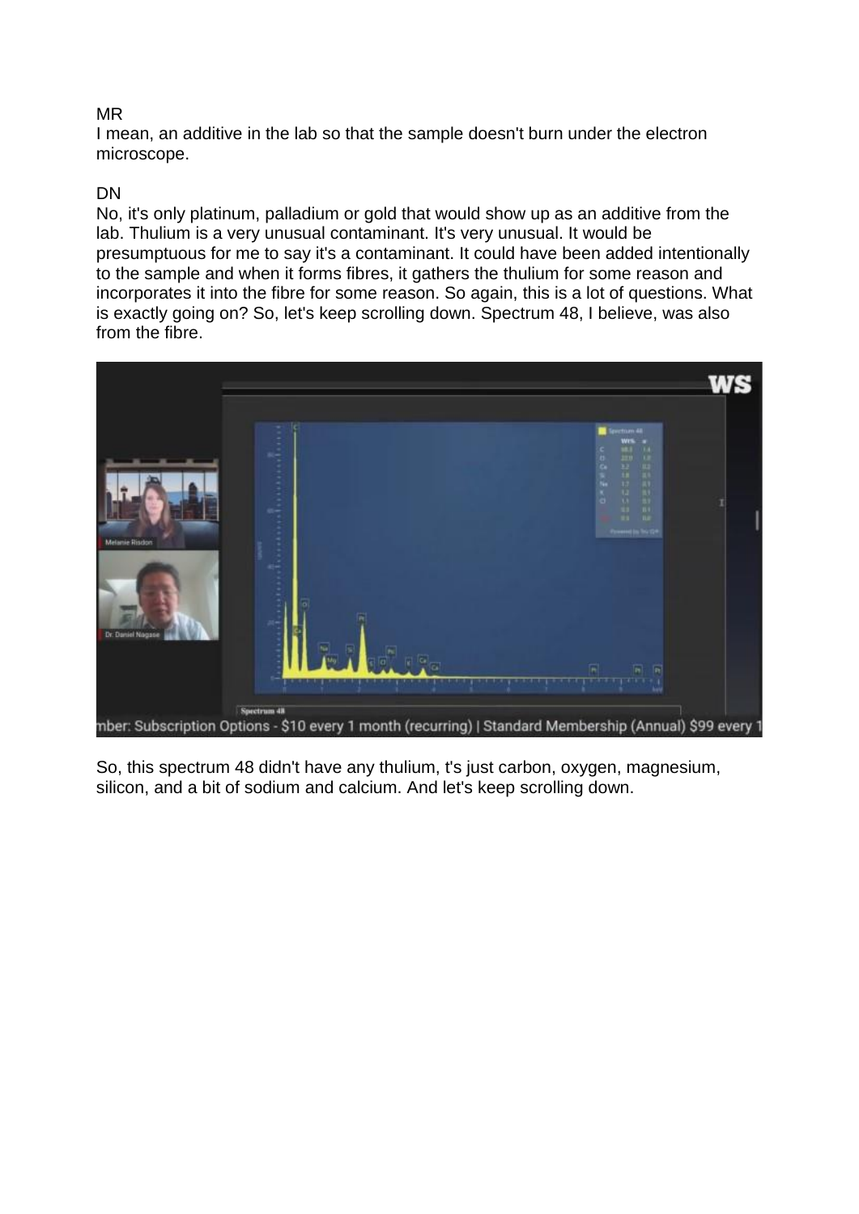MR

I mean, an additive in the lab so that the sample doesn't burn under the electron microscope.

DN

No, it's only platinum, palladium or gold that would show up as an additive from the lab. Thulium is a very unusual contaminant. It's very unusual. It would be presumptuous for me to say it's a contaminant. It could have been added intentionally to the sample and when it forms fibres, it gathers the thulium for some reason and incorporates it into the fibre for some reason. So again, this is a lot of questions. What is exactly going on? So, let's keep scrolling down. Spectrum 48, I believe, was also from the fibre.

So, this spectrum 48 didn't have any thulium, t's just carbon, oxygen, magnesium, silicon, and a bit of sodium and calcium. And let's keep scrolling down.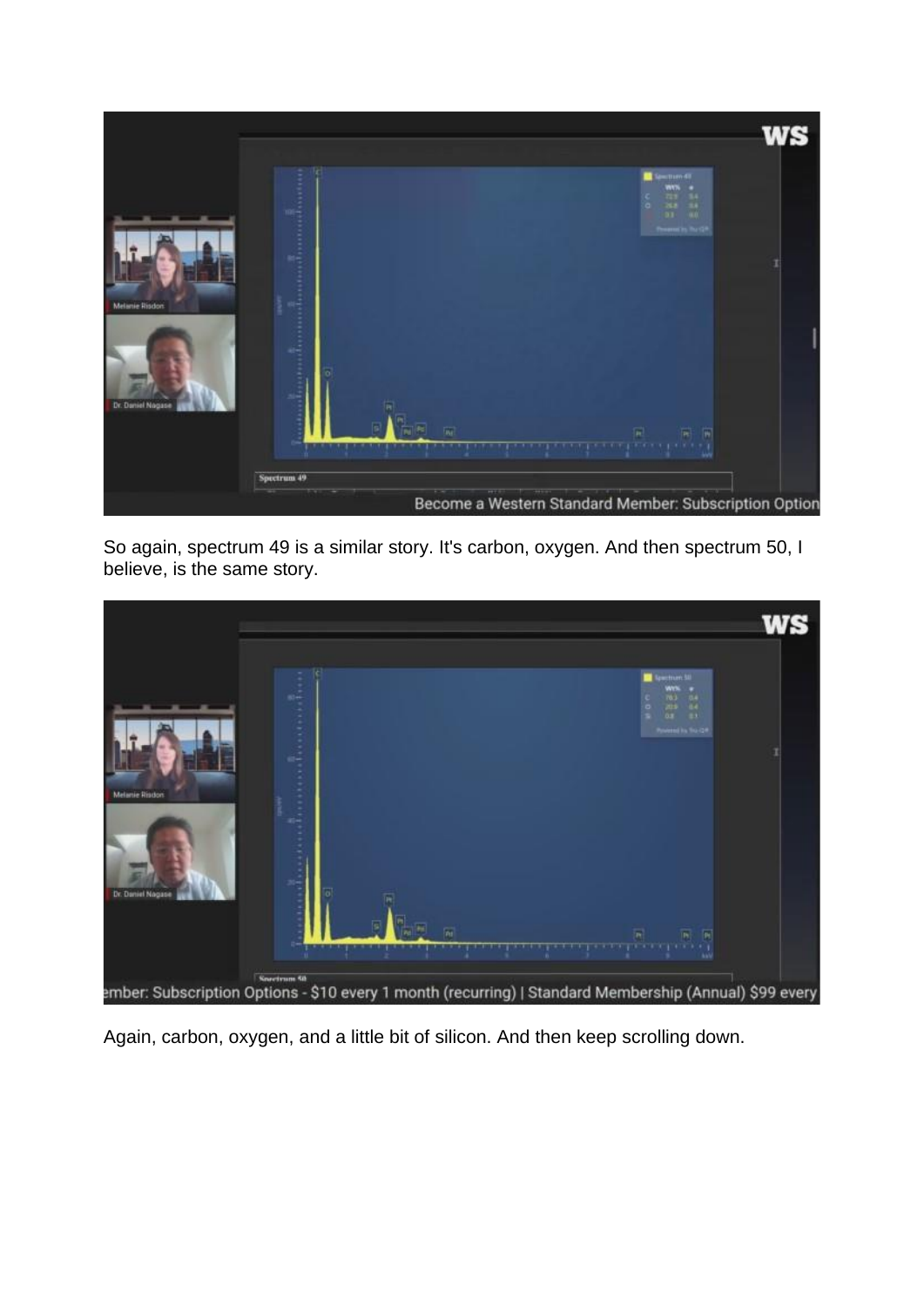So again, spectrum 49 is a similar story. It's carbon, oxygen. And then spectrum 50, I believe, is the same story.

Again, carbon, oxygen, and a little bit of silicon. And then keep scrolling down.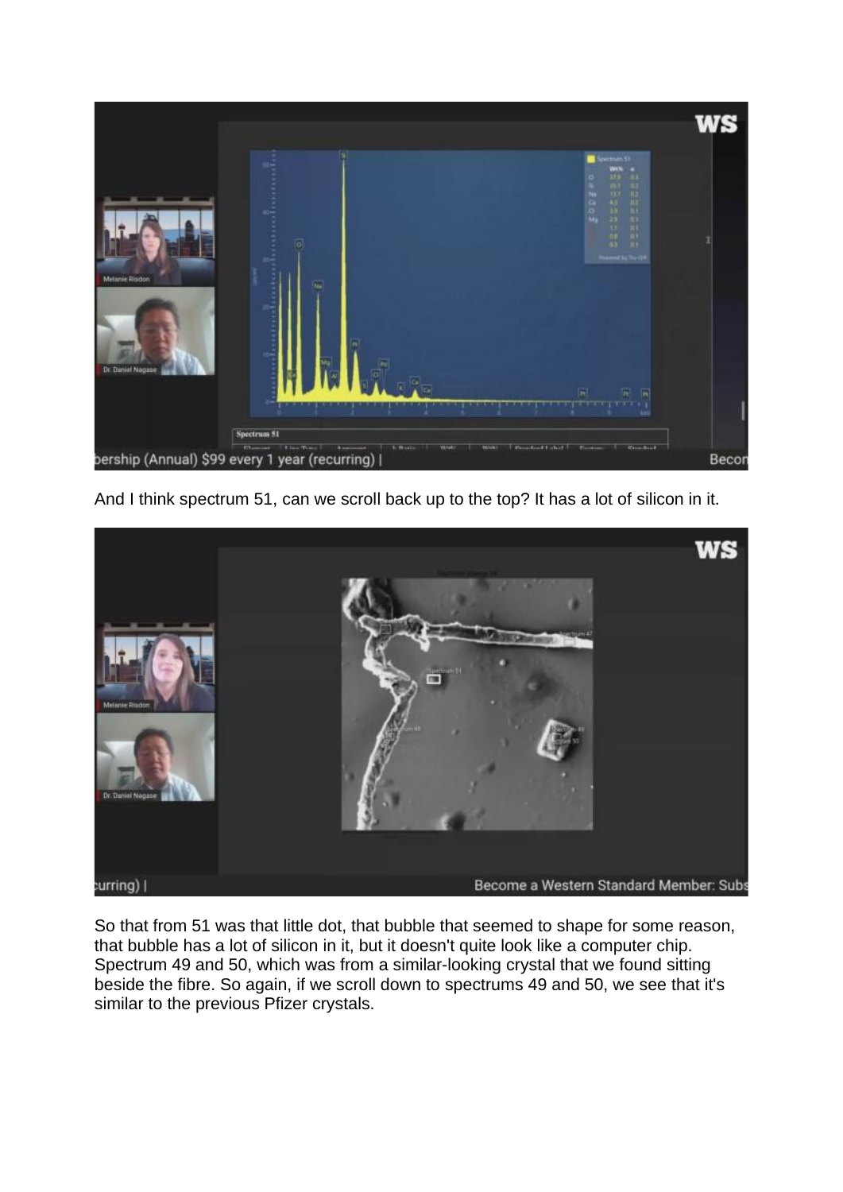And I think spectrum 51, can we scroll back up to the top? It has a lot of silicon in it.

So that from 51 was that little dot, that bubble that seemed to shape for some reason, that bubble has a lot of silicon in it, but it doesn't quite look like a computer chip. Spectrum 49 and 50, which was from a similar-looking crystal that we found sitting beside the fibre. So again, if we scroll down to spectrums 49 and 50, we see that it's similar to the previous Pfizer crystals.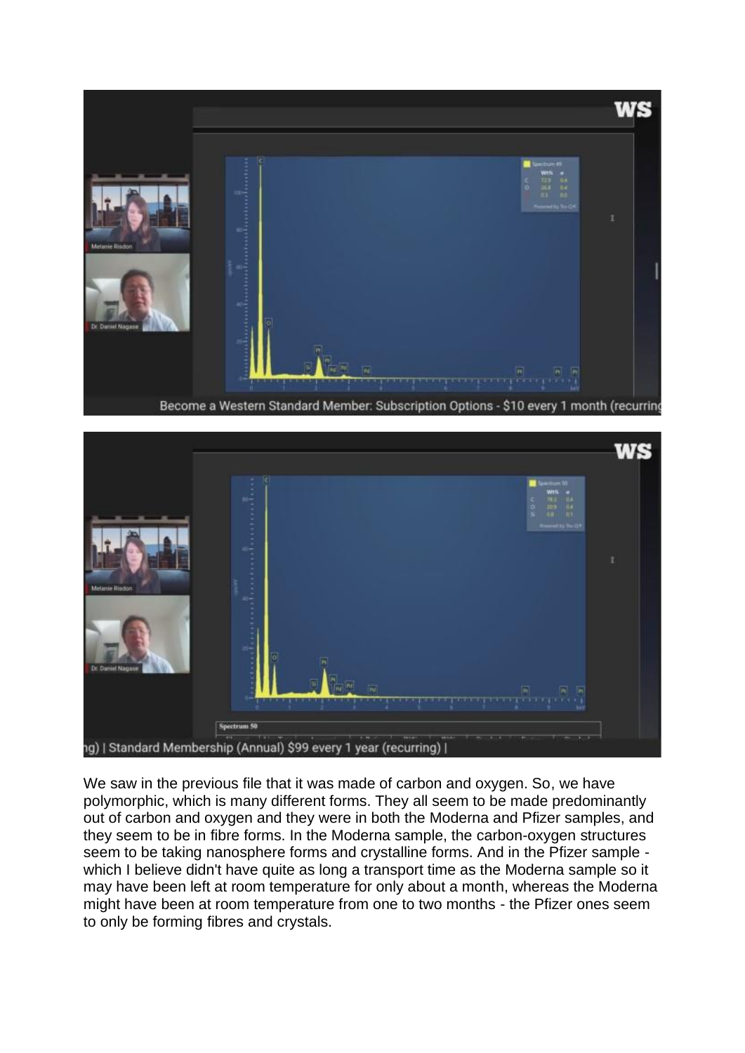We saw in the previous file that it was made of carbon and oxygen. So, we have polymorphic, which is many different forms. They all seem to be made predominantly out of carbon and oxygen and they were in both the Moderna and Pfizer samples, and they seem to be in fibre forms. In the Moderna sample, the carbon-oxygen structures seem to be taking nanosphere forms and crystalline forms. And in the Pfizer sample - which I believe didn't have quite as long a transport time as the Moderna sample so it may have been left at room temperature for only about a month, whereas the Moderna might have been at room temperature from one to two months - the Pfizer ones seem to only be forming fibres and crystals.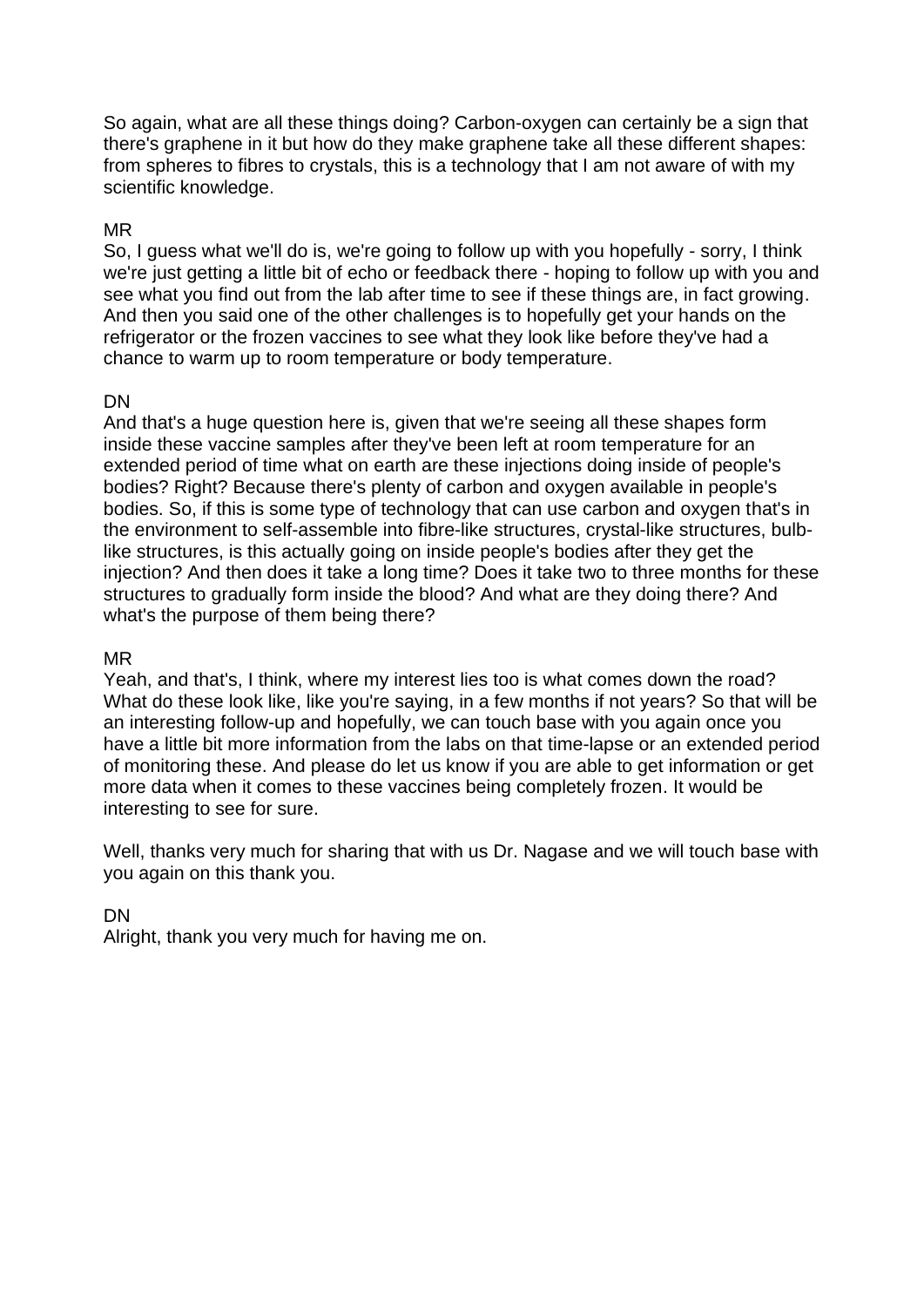So again, what are all these things doing? Carbon-oxygen can certainly be a sign that there's graphene in it but how do they make graphene take all these different shapes: from spheres to fibres to crystals, this is a technology that I am not aware of with my scientific knowledge.

MR

So, I guess what we'll do is, we're going to follow up with you hopefully - sorry, I think we're just getting a little bit of echo or feedback there - hoping to follow up with you and see what you find out from the lab after time to see if these things are, in fact growing. And then you said one of the other challenges is to hopefully get your hands on the refrigerator or the frozen vaccines to see what they look like before they've had a chance to warm up to room temperature or body temperature.

DN

And that's a huge question here is, given that we're seeing all these shapes form inside these vaccine samples after they've been left at room temperature for an extended period of time what on earth are these injections doing inside of people's bodies? Right? Because there's plenty of carbon and oxygen available in people's bodies. So, if this is some type of technology that can use carbon and oxygen that's in the environment to self-assemble into fibre-like structures, crystal-like structures, bulb-like structures, is this actually going on inside people's bodies after they get the injection? And then does it take a long time? Does it take two to three months for these structures to gradually form inside the blood? And what are they doing there? And what's the purpose of them being there?

MR

Yeah, and that's, I think, where my interest lies too is what comes down the road? What do these look like, like you're saying, in a few months if not years? So that will be an interesting follow-up and hopefully, we can touch base with you again once you have a little bit more information from the labs on that time-lapse or an extended period of monitoring these. And please do let us know if you are able to get information or get more data when it comes to these vaccines being completely frozen. It would be interesting to see for sure.

Well, thanks very much for sharing that with us Dr. Nagase and we will touch base with you again on this thank you.

DN

Alright, thank you very much for having me on.